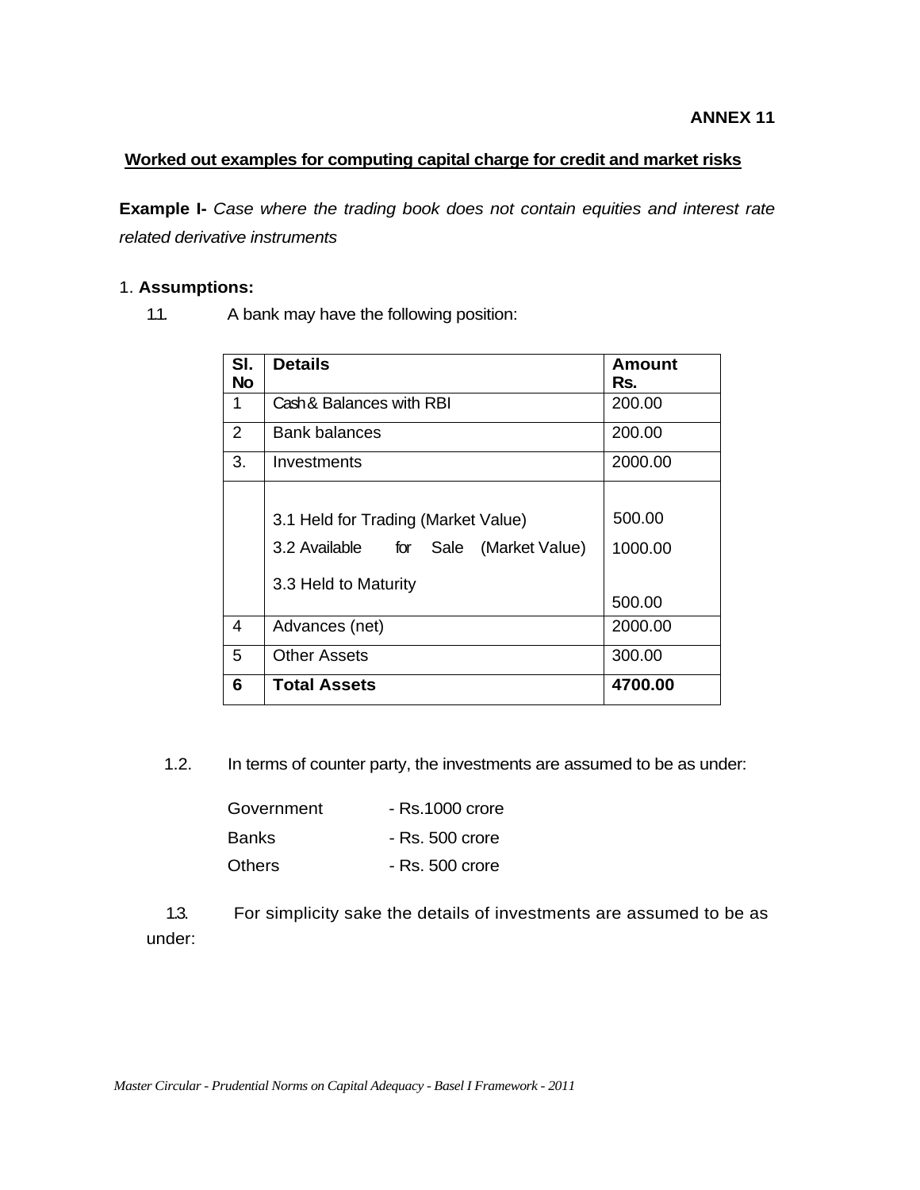**ANNEX 11**

## Worked out examples for computing capital charge for credit and market risks

**Example I-** *Case where the trading book does not contain equities and interest rate related derivative instruments*

1. **Assumptions:**

1.1. A bank may have the following position:

| Sl. No | Details | Amount Rs. |
|---|---|---|
| 1 | Cash & Balances with RBI | 200.00 |
| 2 | Bank balances | 200.00 |
| 3. | Investments | 2000.00 |
| | 3.1 Held for Trading (Market Value) | 500.00 |
| | 3.2 Available for Sale (Market Value) | 1000.00 |
| | 3.3 Held to Maturity | 500.00 |
| 4 | Advances (net) | 2000.00 |
| 5 | Other Assets | 300.00 |
| **6** | **Total Assets** | **4700.00** |

1.2. In terms of counter party, the investments are assumed to be as under:

Government - Rs.1000 crore

Banks - Rs. 500 crore

Others - Rs. 500 crore

1.3. For simplicity sake the details of investments are assumed to be as under: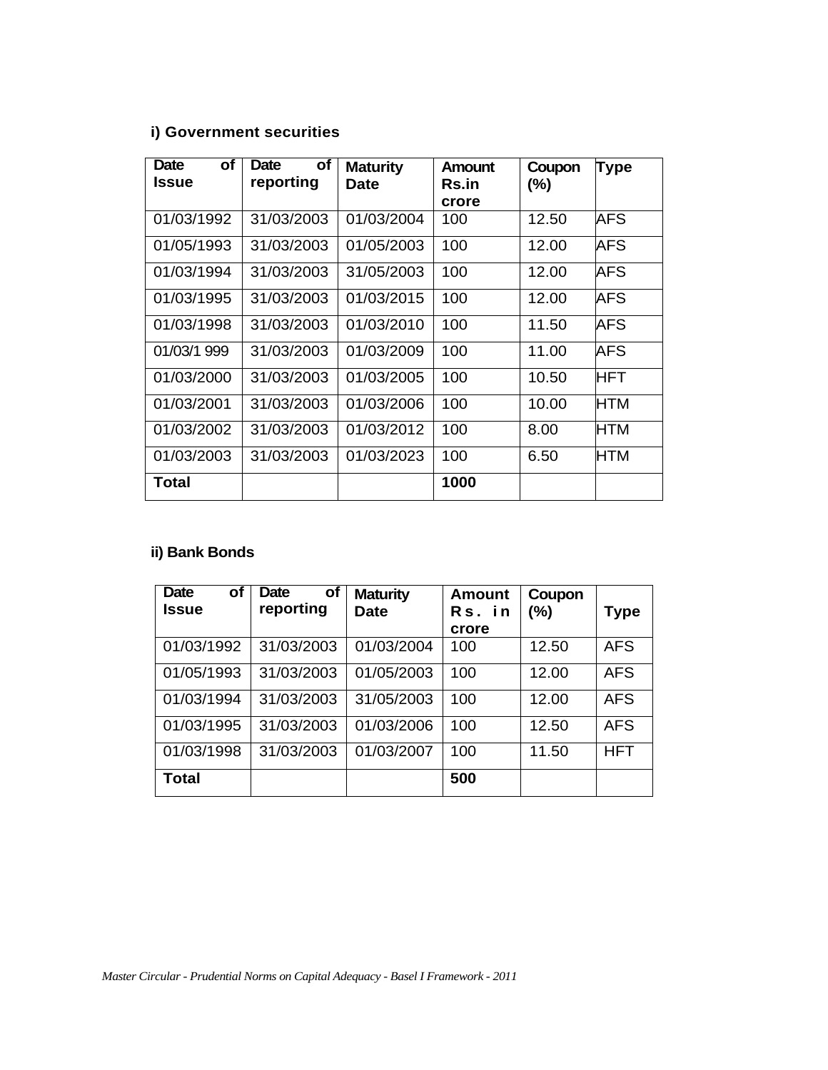**i) Government securities**

| Date of Issue | Date of reporting | Maturity Date | Amount Rs.in crore | Coupon (%) | Type |
|---|---|---|---|---|---|
| 01/03/1992 | 31/03/2003 | 01/03/2004 | 100 | 12.50 | AFS |
| 01/05/1993 | 31/03/2003 | 01/05/2003 | 100 | 12.00 | AFS |
| 01/03/1994 | 31/03/2003 | 31/05/2003 | 100 | 12.00 | AFS |
| 01/03/1995 | 31/03/2003 | 01/03/2015 | 100 | 12.00 | AFS |
| 01/03/1998 | 31/03/2003 | 01/03/2010 | 100 | 11.50 | AFS |
| 01/03/1 999 | 31/03/2003 | 01/03/2009 | 100 | 11.00 | AFS |
| 01/03/2000 | 31/03/2003 | 01/03/2005 | 100 | 10.50 | HFT |
| 01/03/2001 | 31/03/2003 | 01/03/2006 | 100 | 10.00 | HTM |
| 01/03/2002 | 31/03/2003 | 01/03/2012 | 100 | 8.00 | HTM |
| 01/03/2003 | 31/03/2003 | 01/03/2023 | 100 | 6.50 | HTM |
| **Total** | | | **1000** | | |

**ii) Bank Bonds**

| Date of Issue | Date of reporting | Maturity Date | Amount Rs. in crore | Coupon (%) | Type |
|---|---|---|---|---|---|
| 01/03/1992 | 31/03/2003 | 01/03/2004 | 100 | 12.50 | AFS |
| 01/05/1993 | 31/03/2003 | 01/05/2003 | 100 | 12.00 | AFS |
| 01/03/1994 | 31/03/2003 | 31/05/2003 | 100 | 12.00 | AFS |
| 01/03/1995 | 31/03/2003 | 01/03/2006 | 100 | 12.50 | AFS |
| 01/03/1998 | 31/03/2003 | 01/03/2007 | 100 | 11.50 | HFT |
| **Total** | | | **500** | | |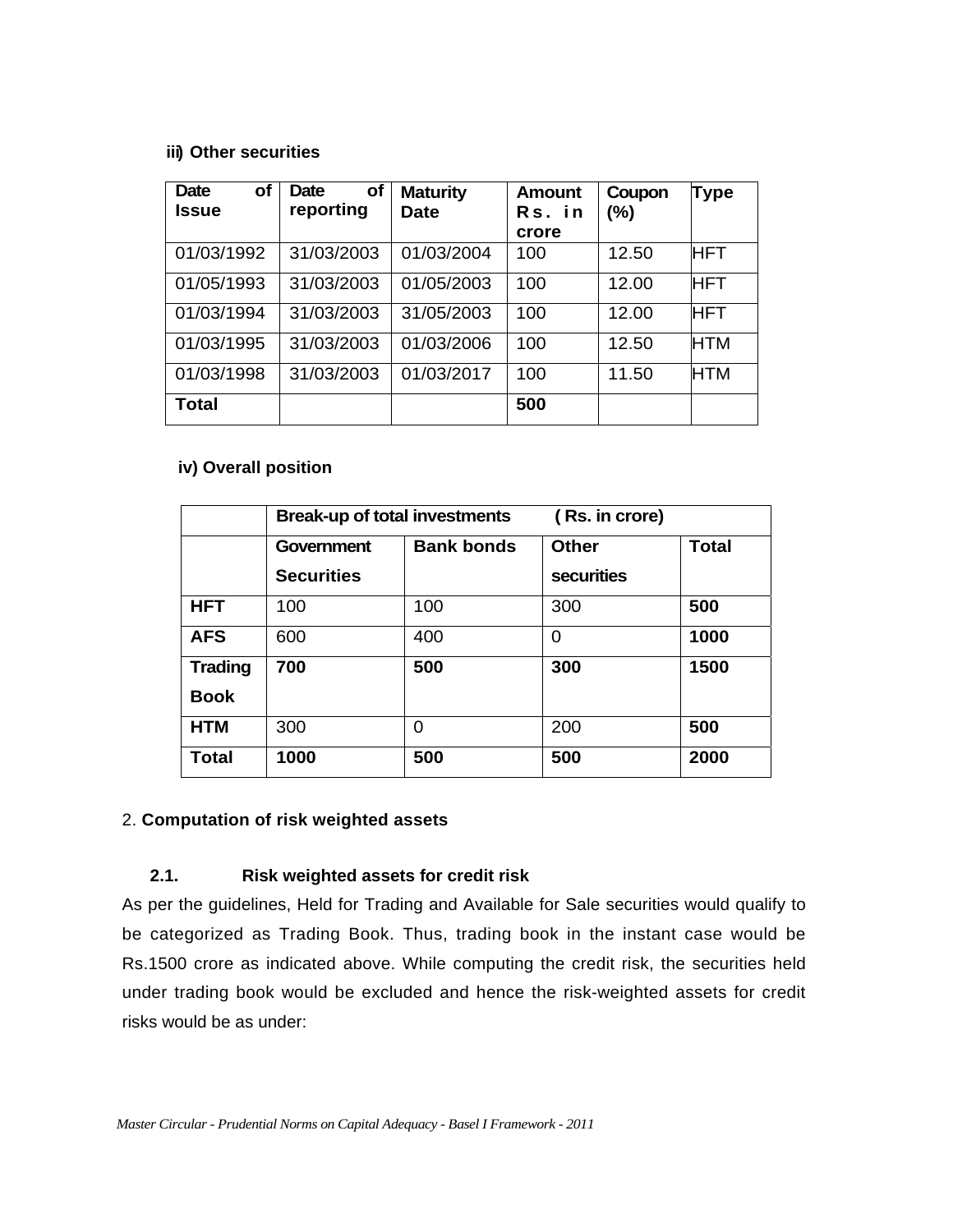**iii) Other securities**

| Date of Issue | Date of reporting | Maturity Date | Amount Rs. in crore | Coupon (%) | Type |
|---|---|---|---|---|---|
| 01/03/1992 | 31/03/2003 | 01/03/2004 | 100 | 12.50 | HFT |
| 01/05/1993 | 31/03/2003 | 01/05/2003 | 100 | 12.00 | HFT |
| 01/03/1994 | 31/03/2003 | 31/05/2003 | 100 | 12.00 | HFT |
| 01/03/1995 | 31/03/2003 | 01/03/2006 | 100 | 12.50 | HTM |
| 01/03/1998 | 31/03/2003 | 01/03/2017 | 100 | 11.50 | HTM |
| **Total** | | | **500** | | |

**iv) Overall position**

| | **Break-up of total investments (Rs. in crore)** | | | |
|---|---|---|---|---|
| | **Government Securities** | **Bank bonds** | **Other securities** | **Total** |
| **HFT** | 100 | 100 | 300 | **500** |
| **AFS** | 600 | 400 | 0 | **1000** |
| **Trading Book** | **700** | **500** | **300** | **1500** |
| **HTM** | 300 | 0 | 200 | **500** |
| **Total** | **1000** | **500** | **500** | **2000** |

## 2. **Computation of risk weighted assets**

### 2.1. Risk weighted assets for credit risk

As per the guidelines, Held for Trading and Available for Sale securities would qualify to be categorized as Trading Book. Thus, trading book in the instant case would be Rs.1500 crore as indicated above. While computing the credit risk, the securities held under trading book would be excluded and hence the risk-weighted assets for credit risks would be as under: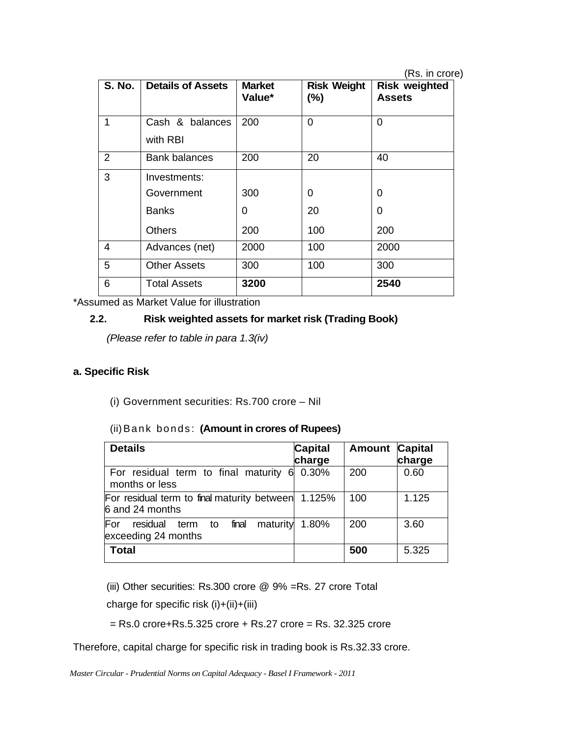(Rs. in crore)

| S. No. | Details of Assets | Market Value* | Risk Weight (%) | Risk weighted Assets |
|---|---|---|---|---|
| 1 | Cash & balances with RBI | 200 | 0 | 0 |
| 2 | Bank balances | 200 | 20 | 40 |
| 3 | Investments: | | | |
| | Government | 300 | 0 | 0 |
| | Banks | 0 | 20 | 0 |
| | Others | 200 | 100 | 200 |
| 4 | Advances (net) | 2000 | 100 | 2000 |
| 5 | Other Assets | 300 | 100 | 300 |
| 6 | Total Assets | **3200** | | **2540** |

*Assumed as Market Value for illustration

### 2.2. Risk weighted assets for market risk (Trading Book)

*(Please refer to table in para 1.3(iv))*

**a. Specific Risk**

(i) Government securities: Rs.700 crore – Nil

(ii) Bank bonds: **(Amount in crores of Rupees)**

| Details | Capital charge | Amount | Capital charge |
|---|---|---|---|
| For residual term to final maturity 6 months or less | 0.30% | 200 | 0.60 |
| For residual term to final maturity between 6 and 24 months | 1.125% | 100 | 1.125 |
| For residual term to final maturity exceeding 24 months | 1.80% | 200 | 3.60 |
| **Total** | | **500** | 5.325 |

(iii) Other securities: Rs.300 crore @ 9% =Rs. 27 crore Total charge for specific risk (i)+(ii)+(iii)

= Rs.0 crore+Rs.5.325 crore + Rs.27 crore = Rs. 32.325 crore

Therefore, capital charge for specific risk in trading book is Rs.32.33 crore.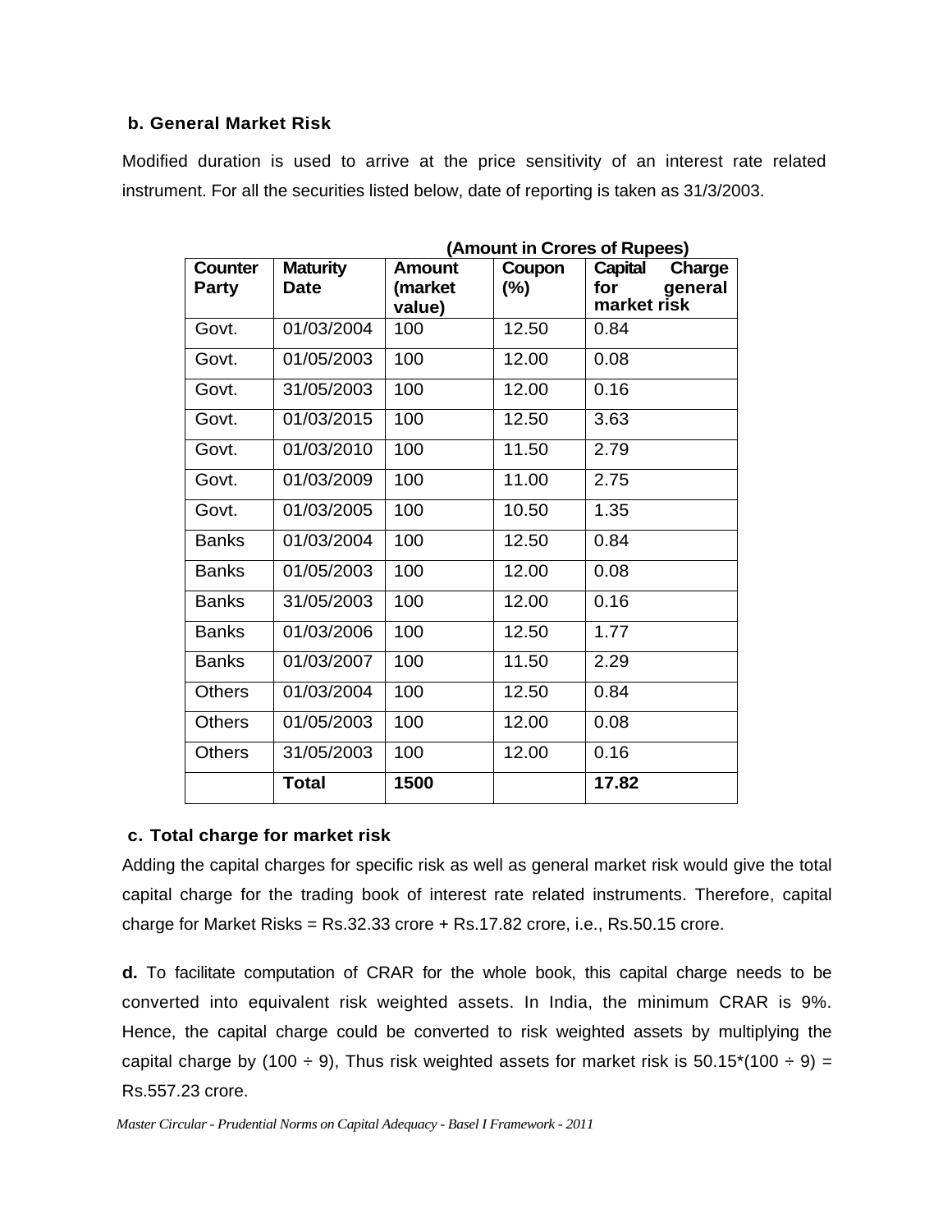### b. General Market Risk

Modified duration is used to arrive at the price sensitivity of an interest rate related instrument. For all the securities listed below, date of reporting is taken as 31/3/2003.

**(Amount in Crores of Rupees)**

| Counter Party | Maturity Date | Amount (market value) | Coupon (%) | Capital Charge for general market risk |
|---|---|---|---|---|
| Govt. | 01/03/2004 | 100 | 12.50 | 0.84 |
| Govt. | 01/05/2003 | 100 | 12.00 | 0.08 |
| Govt. | 31/05/2003 | 100 | 12.00 | 0.16 |
| Govt. | 01/03/2015 | 100 | 12.50 | 3.63 |
| Govt. | 01/03/2010 | 100 | 11.50 | 2.79 |
| Govt. | 01/03/2009 | 100 | 11.00 | 2.75 |
| Govt. | 01/03/2005 | 100 | 10.50 | 1.35 |
| Banks | 01/03/2004 | 100 | 12.50 | 0.84 |
| Banks | 01/05/2003 | 100 | 12.00 | 0.08 |
| Banks | 31/05/2003 | 100 | 12.00 | 0.16 |
| Banks | 01/03/2006 | 100 | 12.50 | 1.77 |
| Banks | 01/03/2007 | 100 | 11.50 | 2.29 |
| Others | 01/03/2004 | 100 | 12.50 | 0.84 |
| Others | 01/05/2003 | 100 | 12.00 | 0.08 |
| Others | 31/05/2003 | 100 | 12.00 | 0.16 |
| | **Total** | **1500** | | **17.82** |

### c. Total charge for market risk

Adding the capital charges for specific risk as well as general market risk would give the total capital charge for the trading book of interest rate related instruments. Therefore, capital charge for Market Risks = Rs.32.33 crore + Rs.17.82 crore, i.e., Rs.50.15 crore.

**d.** To facilitate computation of CRAR for the whole book, this capital charge needs to be converted into equivalent risk weighted assets. In India, the minimum CRAR is 9%. Hence, the capital charge could be converted to risk weighted assets by multiplying the capital charge by (100 ÷ 9), Thus risk weighted assets for market risk is 50.15*(100 ÷ 9) = Rs.557.23 crore.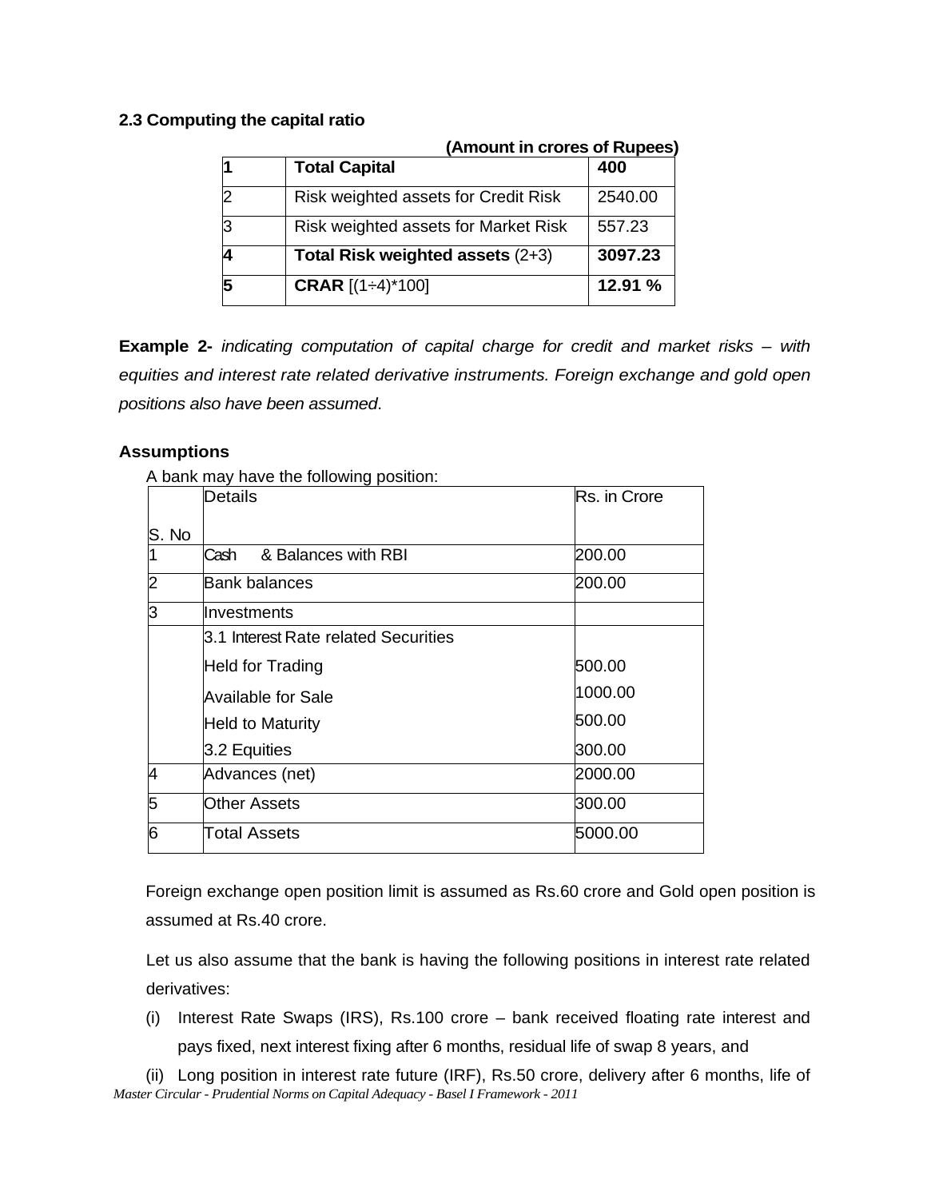### 2.3 Computing the capital ratio

**(Amount in crores of Rupees)**

| | | |
|---|---|---|
| **1** | **Total Capital** | **400** |
| 2 | Risk weighted assets for Credit Risk | 2540.00 |
| 3 | Risk weighted assets for Market Risk | 557.23 |
| **4** | **Total Risk weighted assets** (2+3) | **3097.23** |
| **5** | **CRAR** [(1÷4)*100] | **12.91 %** |

**Example 2-** *indicating computation of capital charge for credit and market risks – with equities and interest rate related derivative instruments. Foreign exchange and gold open positions also have been assumed.*

**Assumptions**

A bank may have the following position:

| S. No | Details | Rs. in Crore |
|---|---|---|
| 1 | Cash & Balances with RBI | 200.00 |
| 2 | Bank balances | 200.00 |
| 3 | Investments | |
| | 3.1 Interest Rate related Securities | |
| | Held for Trading | 500.00 |
| | Available for Sale | 1000.00 |
| | Held to Maturity | 500.00 |
| | 3.2 Equities | 300.00 |
| 4 | Advances (net) | 2000.00 |
| 5 | Other Assets | 300.00 |
| 6 | Total Assets | 5000.00 |

Foreign exchange open position limit is assumed as Rs.60 crore and Gold open position is assumed at Rs.40 crore.

Let us also assume that the bank is having the following positions in interest rate related derivatives:

(i) Interest Rate Swaps (IRS), Rs.100 crore – bank received floating rate interest and pays fixed, next interest fixing after 6 months, residual life of swap 8 years, and

(ii) Long position in interest rate future (IRF), Rs.50 crore, delivery after 6 months, life of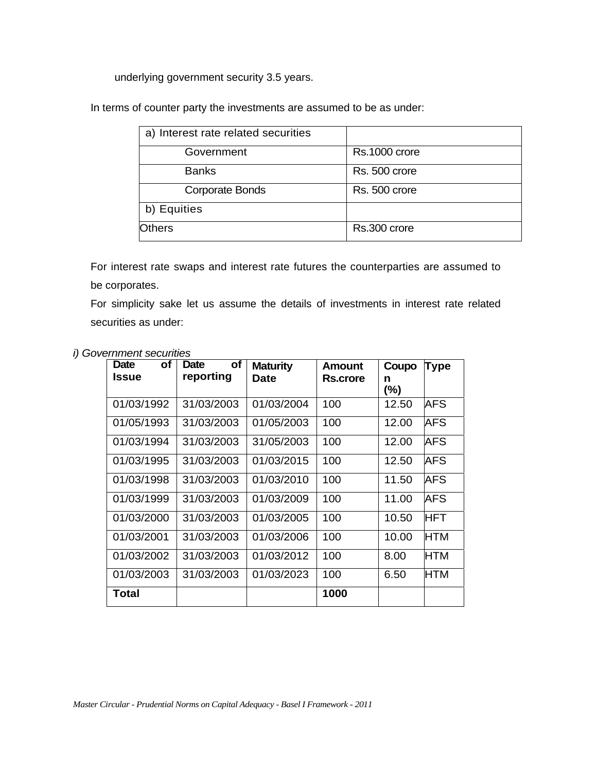underlying government security 3.5 years.

In terms of counter party the investments are assumed to be as under:

| a) Interest rate related securities | |
|---|---|
| Government | Rs.1000 crore |
| Banks | Rs. 500 crore |
| Corporate Bonds | Rs. 500 crore |
| b) Equities | |
| Others | Rs.300 crore |

For interest rate swaps and interest rate futures the counterparties are assumed to be corporates.

For simplicity sake let us assume the details of investments in interest rate related securities as under:

*i) Government securities*

| Date of Issue | Date of reporting | Maturity Date | Amount Rs.crore | Coupon (%) | Type |
|---|---|---|---|---|---|
| 01/03/1992 | 31/03/2003 | 01/03/2004 | 100 | 12.50 | AFS |
| 01/05/1993 | 31/03/2003 | 01/05/2003 | 100 | 12.00 | AFS |
| 01/03/1994 | 31/03/2003 | 31/05/2003 | 100 | 12.00 | AFS |
| 01/03/1995 | 31/03/2003 | 01/03/2015 | 100 | 12.50 | AFS |
| 01/03/1998 | 31/03/2003 | 01/03/2010 | 100 | 11.50 | AFS |
| 01/03/1999 | 31/03/2003 | 01/03/2009 | 100 | 11.00 | AFS |
| 01/03/2000 | 31/03/2003 | 01/03/2005 | 100 | 10.50 | HFT |
| 01/03/2001 | 31/03/2003 | 01/03/2006 | 100 | 10.00 | HTM |
| 01/03/2002 | 31/03/2003 | 01/03/2012 | 100 | 8.00 | HTM |
| 01/03/2003 | 31/03/2003 | 01/03/2023 | 100 | 6.50 | HTM |
| **Total** | | | **1000** | | |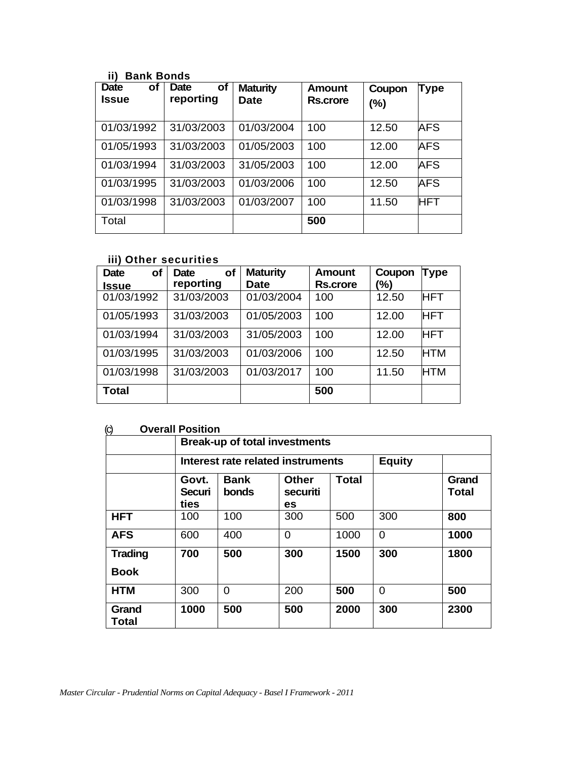### ii) Bank Bonds

| Date of Issue | Date of reporting | Maturity Date | Amount Rs.crore | Coupon (%) | Type |
|---|---|---|---|---|---|
| 01/03/1992 | 31/03/2003 | 01/03/2004 | 100 | 12.50 | AFS |
| 01/05/1993 | 31/03/2003 | 01/05/2003 | 100 | 12.00 | AFS |
| 01/03/1994 | 31/03/2003 | 31/05/2003 | 100 | 12.00 | AFS |
| 01/03/1995 | 31/03/2003 | 01/03/2006 | 100 | 12.50 | AFS |
| 01/03/1998 | 31/03/2003 | 01/03/2007 | 100 | 11.50 | HFT |
| Total | | | **500** | | |

### iii) Other securities

| Date of Issue | Date of reporting | Maturity Date | Amount Rs.crore | Coupon (%) | Type |
|---|---|---|---|---|---|
| 01/03/1992 | 31/03/2003 | 01/03/2004 | 100 | 12.50 | HFT |
| 01/05/1993 | 31/03/2003 | 01/05/2003 | 100 | 12.00 | HFT |
| 01/03/1994 | 31/03/2003 | 31/05/2003 | 100 | 12.00 | HFT |
| 01/03/1995 | 31/03/2003 | 01/03/2006 | 100 | 12.50 | HTM |
| 01/03/1998 | 31/03/2003 | 01/03/2017 | 100 | 11.50 | HTM |
| **Total** | | | **500** | | |

### (c) Overall Position

| | **Break-up of total investments** | | | | | |
|---|---|---|---|---|---|---|
| | **Interest rate related instruments** | | | | **Equity** | |
| | **Govt. Securities** | **Bank bonds** | **Other securities** | **Total** | | **Grand Total** |
| **HFT** | 100 | 100 | 300 | 500 | 300 | **800** |
| **AFS** | 600 | 400 | 0 | 1000 | 0 | **1000** |
| **Trading Book** | **700** | **500** | **300** | **1500** | **300** | **1800** |
| **HTM** | 300 | 0 | 200 | **500** | 0 | **500** |
| **Grand Total** | **1000** | **500** | **500** | **2000** | **300** | **2300** |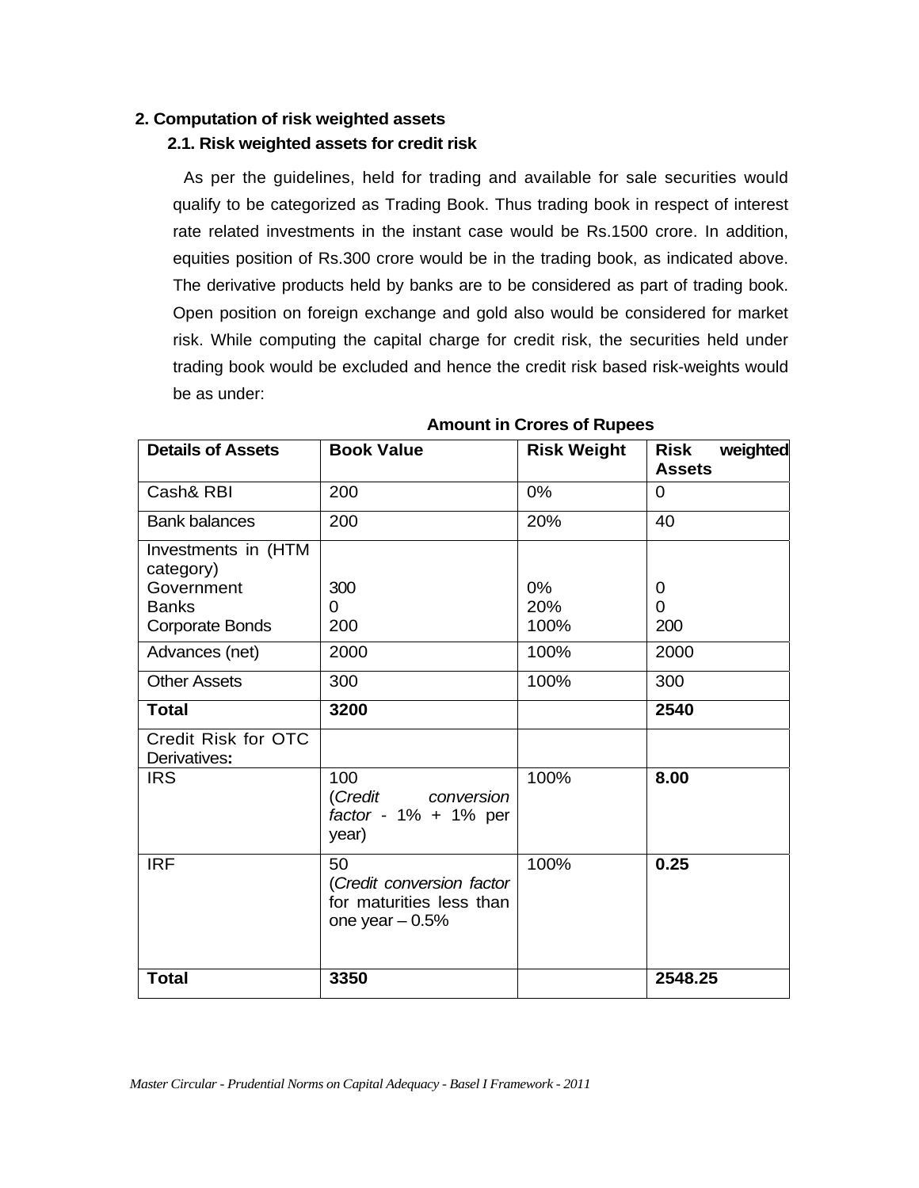## 2. Computation of risk weighted assets

### 2.1. Risk weighted assets for credit risk

As per the guidelines, held for trading and available for sale securities would qualify to be categorized as Trading Book. Thus trading book in respect of interest rate related investments in the instant case would be Rs.1500 crore. In addition, equities position of Rs.300 crore would be in the trading book, as indicated above. The derivative products held by banks are to be considered as part of trading book. Open position on foreign exchange and gold also would be considered for market risk. While computing the capital charge for credit risk, the securities held under trading book would be excluded and hence the credit risk based risk-weights would be as under:

**Amount in Crores of Rupees**

| Details of Assets | Book Value | Risk Weight | Risk weighted Assets |
|---|---|---|---|
| Cash& RBI | 200 | 0% | 0 |
| Bank balances | 200 | 20% | 40 |
| Investments in (HTM category)<br>Government<br>Banks<br>Corporate Bonds | <br>300<br>0<br>200 | <br>0%<br>20%<br>100% | <br>0<br>0<br>200 |
| Advances (net) | 2000 | 100% | 2000 |
| Other Assets | 300 | 100% | 300 |
| **Total** | **3200** | | **2540** |
| Credit Risk for OTC Derivatives**:** | | | |
| IRS | 100 (*Credit conversion factor* - 1% + 1% per year) | 100% | **8.00** |
| IRF | 50 (*Credit conversion factor* for maturities less than one year – 0.5% | 100% | **0.25** |
| **Total** | **3350** | | **2548.25** |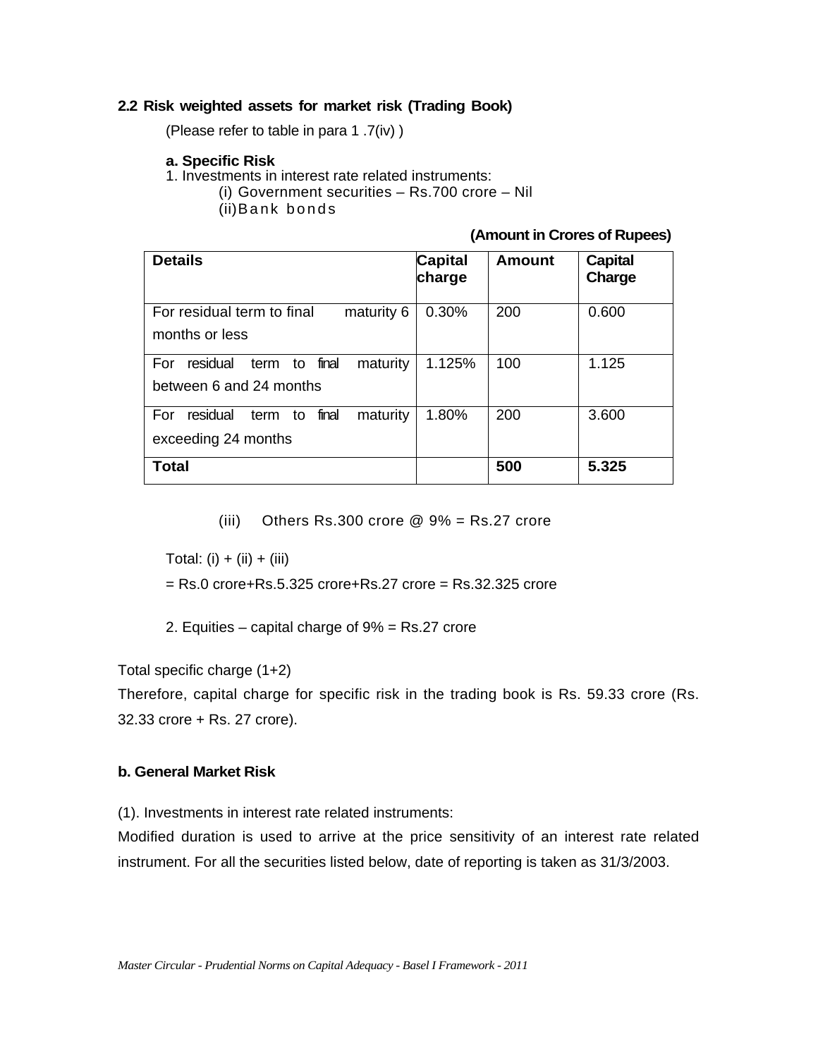### 2.2 Risk weighted assets for market risk (Trading Book)

(Please refer to table in para 1 .7(iv) )

**a. Specific Risk**

1. Investments in interest rate related instruments:
   - (i) Government securities – Rs.700 crore – Nil
   - (ii) Bank bonds

**(Amount in Crores of Rupees)**

| Details | Capital charge | Amount | Capital Charge |
|---|---|---|---|
| For residual term to final maturity 6 months or less | 0.30% | 200 | 0.600 |
| For residual term to final maturity between 6 and 24 months | 1.125% | 100 | 1.125 |
| For residual term to final maturity exceeding 24 months | 1.80% | 200 | 3.600 |
| **Total** | | **500** | **5.325** |

   - (iii) Others Rs.300 crore @ 9% = Rs.27 crore

Total: (i) + (ii) + (iii)

= Rs.0 crore+Rs.5.325 crore+Rs.27 crore = Rs.32.325 crore

2. Equities – capital charge of 9% = Rs.27 crore

Total specific charge (1+2)

Therefore, capital charge for specific risk in the trading book is Rs. 59.33 crore (Rs. 32.33 crore + Rs. 27 crore).

**b. General Market Risk**

(1). Investments in interest rate related instruments:

Modified duration is used to arrive at the price sensitivity of an interest rate related instrument. For all the securities listed below, date of reporting is taken as 31/3/2003.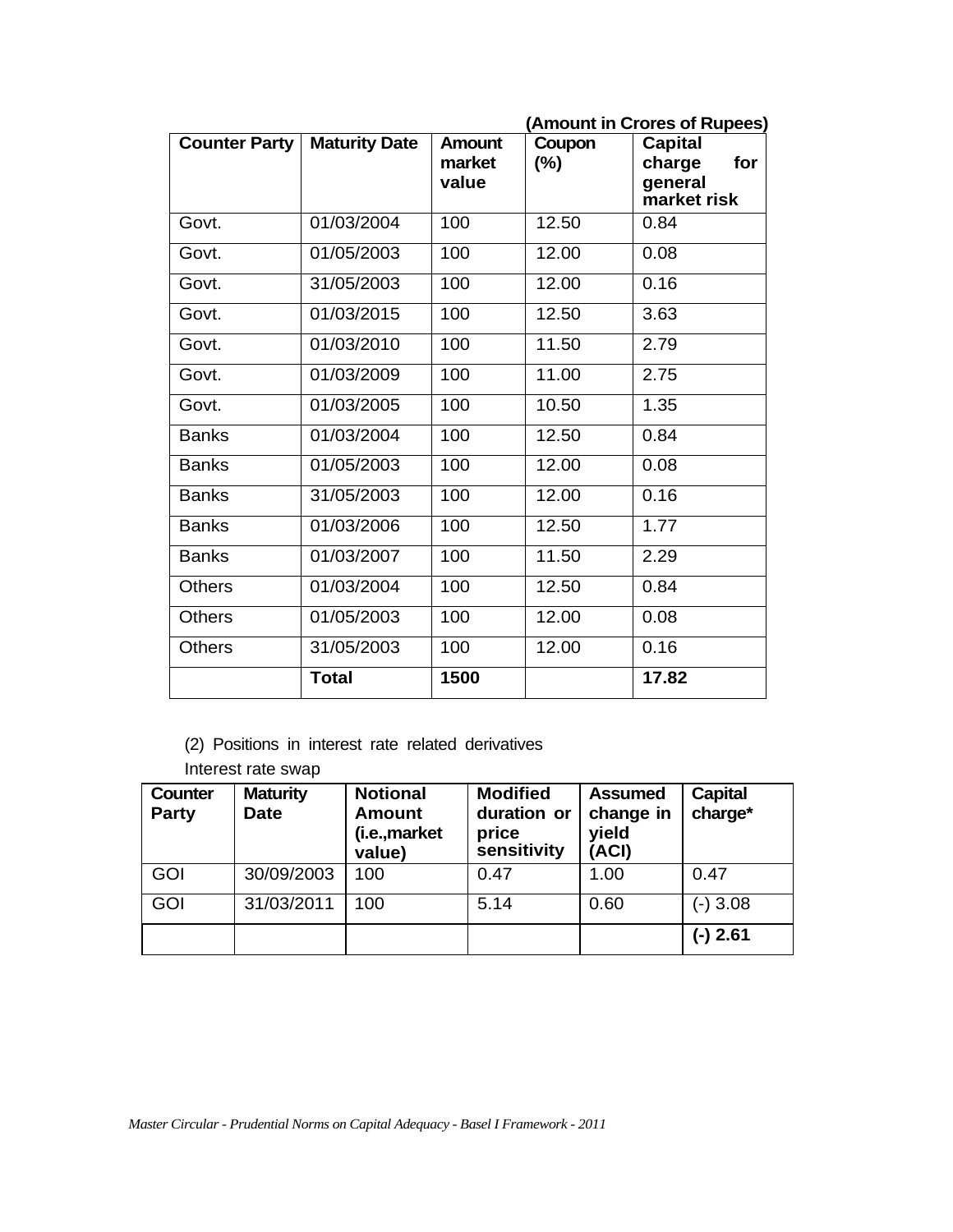(Amount in Crores of Rupees)

| Counter Party | Maturity Date | Amount market value | Coupon (%) | Capital charge for general market risk |
|---|---|---|---|---|
| Govt. | 01/03/2004 | 100 | 12.50 | 0.84 |
| Govt. | 01/05/2003 | 100 | 12.00 | 0.08 |
| Govt. | 31/05/2003 | 100 | 12.00 | 0.16 |
| Govt. | 01/03/2015 | 100 | 12.50 | 3.63 |
| Govt. | 01/03/2010 | 100 | 11.50 | 2.79 |
| Govt. | 01/03/2009 | 100 | 11.00 | 2.75 |
| Govt. | 01/03/2005 | 100 | 10.50 | 1.35 |
| Banks | 01/03/2004 | 100 | 12.50 | 0.84 |
| Banks | 01/05/2003 | 100 | 12.00 | 0.08 |
| Banks | 31/05/2003 | 100 | 12.00 | 0.16 |
| Banks | 01/03/2006 | 100 | 12.50 | 1.77 |
| Banks | 01/03/2007 | 100 | 11.50 | 2.29 |
| Others | 01/03/2004 | 100 | 12.50 | 0.84 |
| Others | 01/05/2003 | 100 | 12.00 | 0.08 |
| Others | 31/05/2003 | 100 | 12.00 | 0.16 |
| | **Total** | **1500** | | **17.82** |

(2) Positions in interest rate related derivatives

Interest rate swap

| Counter Party | Maturity Date | Notional Amount (i.e.,market value) | Modified duration or price sensitivity | Assumed change in yield (ACI) | Capital charge* |
|---|---|---|---|---|---|
| GOI | 30/09/2003 | 100 | 0.47 | 1.00 | 0.47 |
| GOI | 31/03/2011 | 100 | 5.14 | 0.60 | (-) 3.08 |
| | | | | | **(-) 2.61** |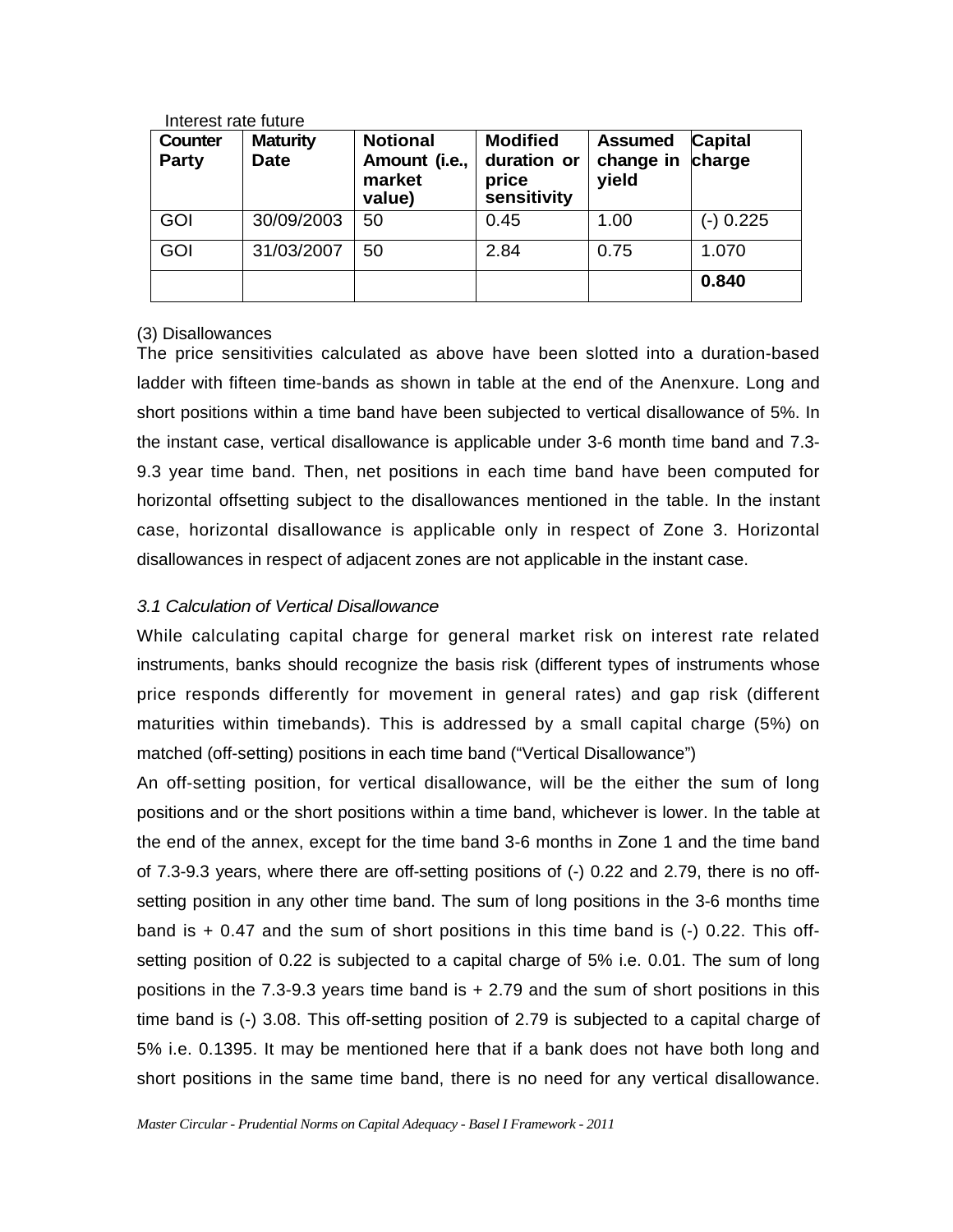Interest rate future

| Counter Party | Maturity Date | Notional Amount (i.e., market value) | Modified duration or price sensitivity | Assumed change in yield | Capital charge |
|---|---|---|---|---|---|
| GOI | 30/09/2003 | 50 | 0.45 | 1.00 | (-) 0.225 |
| GOI | 31/03/2007 | 50 | 2.84 | 0.75 | 1.070 |
| | | | | | **0.840** |

(3) Disallowances

The price sensitivities calculated as above have been slotted into a duration-based ladder with fifteen time-bands as shown in table at the end of the Anenxure. Long and short positions within a time band have been subjected to vertical disallowance of 5%. In the instant case, vertical disallowance is applicable under 3-6 month time band and 7.3-9.3 year time band. Then, net positions in each time band have been computed for horizontal offsetting subject to the disallowances mentioned in the table. In the instant case, horizontal disallowance is applicable only in respect of Zone 3. Horizontal disallowances in respect of adjacent zones are not applicable in the instant case.

*3.1 Calculation of Vertical Disallowance*

While calculating capital charge for general market risk on interest rate related instruments, banks should recognize the basis risk (different types of instruments whose price responds differently for movement in general rates) and gap risk (different maturities within timebands). This is addressed by a small capital charge (5%) on matched (off-setting) positions in each time band ("Vertical Disallowance")

An off-setting position, for vertical disallowance, will be the either the sum of long positions and or the short positions within a time band, whichever is lower. In the table at the end of the annex, except for the time band 3-6 months in Zone 1 and the time band of 7.3-9.3 years, where there are off-setting positions of (-) 0.22 and 2.79, there is no off-setting position in any other time band. The sum of long positions in the 3-6 months time band is + 0.47 and the sum of short positions in this time band is (-) 0.22. This off-setting position of 0.22 is subjected to a capital charge of 5% i.e. 0.01. The sum of long positions in the 7.3-9.3 years time band is + 2.79 and the sum of short positions in this time band is (-) 3.08. This off-setting position of 2.79 is subjected to a capital charge of 5% i.e. 0.1395. It may be mentioned here that if a bank does not have both long and short positions in the same time band, there is no need for any vertical disallowance.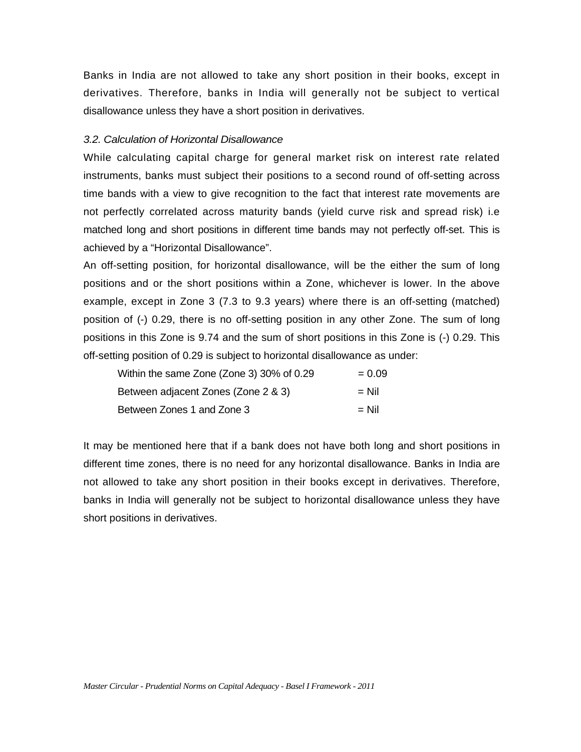Banks in India are not allowed to take any short position in their books, except in derivatives. Therefore, banks in India will generally not be subject to vertical disallowance unless they have a short position in derivatives.

*3.2. Calculation of Horizontal Disallowance*

While calculating capital charge for general market risk on interest rate related instruments, banks must subject their positions to a second round of off-setting across time bands with a view to give recognition to the fact that interest rate movements are not perfectly correlated across maturity bands (yield curve risk and spread risk) i.e matched long and short positions in different time bands may not perfectly off-set. This is achieved by a "Horizontal Disallowance".

An off-setting position, for horizontal disallowance, will be the either the sum of long positions and or the short positions within a Zone, whichever is lower. In the above example, except in Zone 3 (7.3 to 9.3 years) where there is an off-setting (matched) position of (-) 0.29, there is no off-setting position in any other Zone. The sum of long positions in this Zone is 9.74 and the sum of short positions in this Zone is (-) 0.29. This off-setting position of 0.29 is subject to horizontal disallowance as under:

| | |
|---|---|
| Within the same Zone (Zone 3) 30% of 0.29 | = 0.09 |
| Between adjacent Zones (Zone 2 & 3) | = Nil |
| Between Zones 1 and Zone 3 | = Nil |

It may be mentioned here that if a bank does not have both long and short positions in different time zones, there is no need for any horizontal disallowance. Banks in India are not allowed to take any short position in their books except in derivatives. Therefore, banks in India will generally not be subject to horizontal disallowance unless they have short positions in derivatives.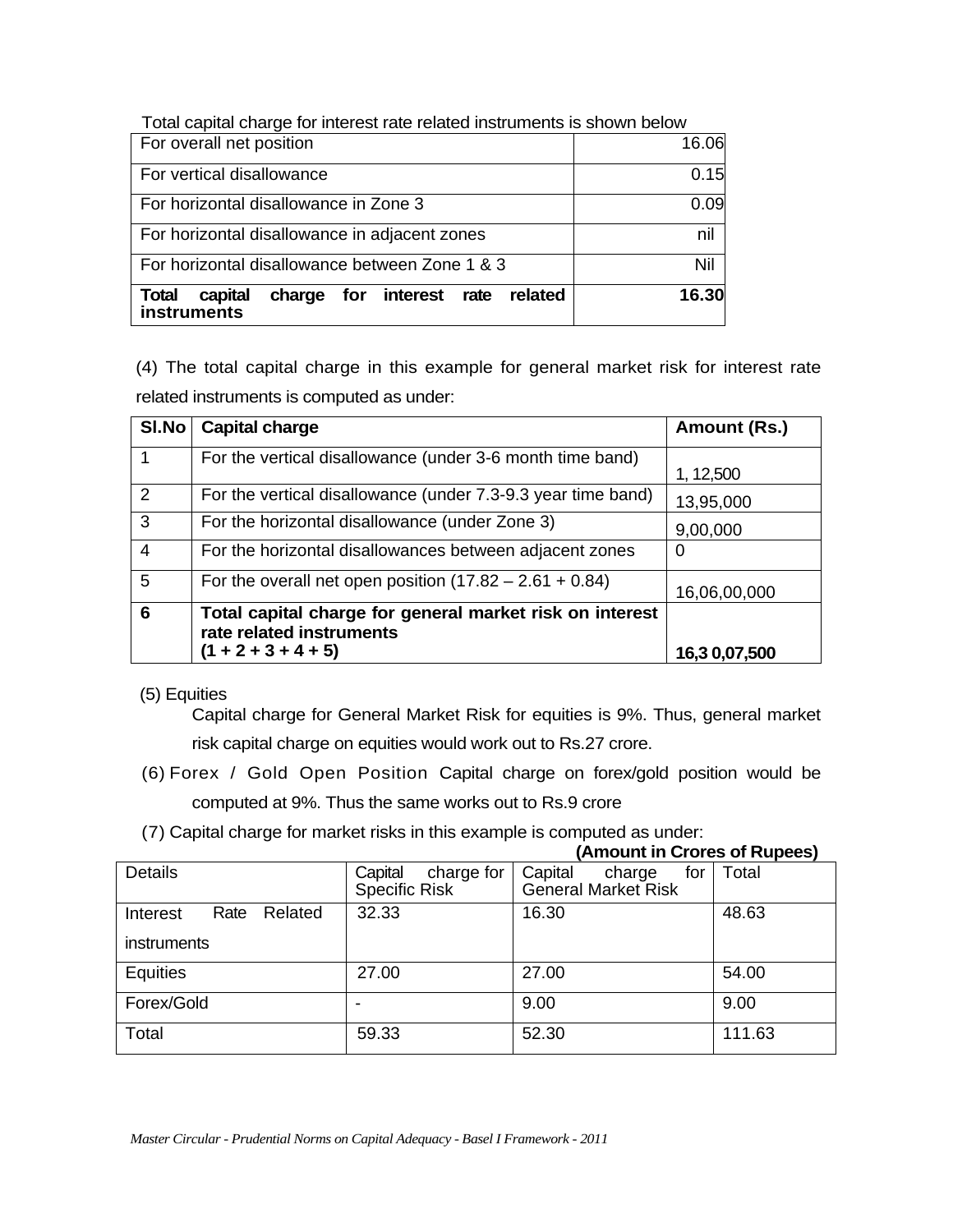Total capital charge for interest rate related instruments is shown below

| | |
|---|---:|
| For overall net position | 16.06 |
| For vertical disallowance | 0.15 |
| For horizontal disallowance in Zone 3 | 0.09 |
| For horizontal disallowance in adjacent zones | nil |
| For horizontal disallowance between Zone 1 & 3 | Nil |
| **Total capital charge for interest rate related instruments** | **16.30** |

(4) The total capital charge in this example for general market risk for interest rate related instruments is computed as under:

| Sl.No | Capital charge | Amount (Rs.) |
|---|---|---|
| 1 | For the vertical disallowance (under 3-6 month time band) | 1, 12,500 |
| 2 | For the vertical disallowance (under 7.3-9.3 year time band) | 13,95,000 |
| 3 | For the horizontal disallowance (under Zone 3) | 9,00,000 |
| 4 | For the horizontal disallowances between adjacent zones | 0 |
| 5 | For the overall net open position (17.82 – 2.61 + 0.84) | 16,06,00,000 |
| **6** | **Total capital charge for general market risk on interest rate related instruments (1 + 2 + 3 + 4 + 5)** | **16,3 0,07,500** |

(5) Equities

Capital charge for General Market Risk for equities is 9%. Thus, general market risk capital charge on equities would work out to Rs.27 crore.

(6) Forex / Gold Open Position Capital charge on forex/gold position would be computed at 9%. Thus the same works out to Rs.9 crore

(7) Capital charge for market risks in this example is computed as under:

**(Amount in Crores of Rupees)**

| Details | Capital charge for Specific Risk | Capital charge for General Market Risk | Total |
|---|---|---|---|
| Interest Rate Related instruments | 32.33 | 16.30 | 48.63 |
| Equities | 27.00 | 27.00 | 54.00 |
| Forex/Gold | - | 9.00 | 9.00 |
| Total | 59.33 | 52.30 | 111.63 |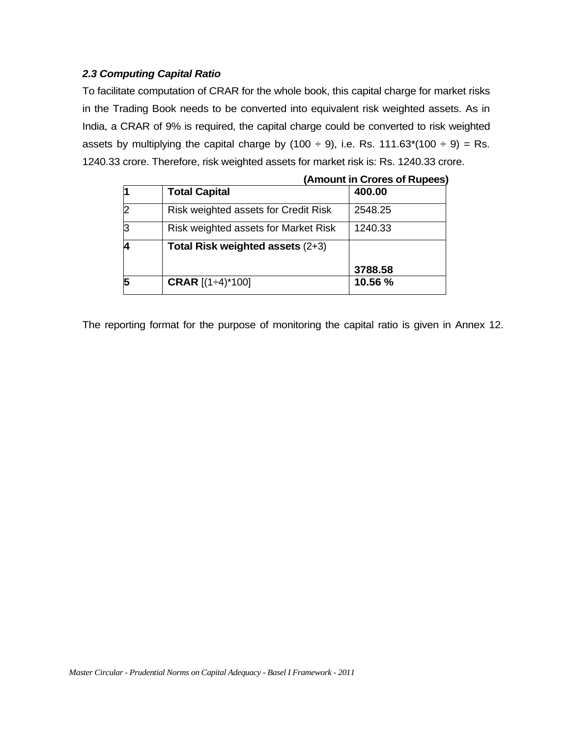### *2.3 Computing Capital Ratio*

To facilitate computation of CRAR for the whole book, this capital charge for market risks in the Trading Book needs to be converted into equivalent risk weighted assets. As in India, a CRAR of 9% is required, the capital charge could be converted to risk weighted assets by multiplying the capital charge by (100 ÷ 9), i.e. Rs. 111.63*(100 ÷ 9) = Rs. 1240.33 crore. Therefore, risk weighted assets for market risk is: Rs. 1240.33 crore.

**(Amount in Crores of Rupees)**

| | | |
|---|---|---|
| **1** | **Total Capital** | **400.00** |
| 2 | Risk weighted assets for Credit Risk | 2548.25 |
| 3 | Risk weighted assets for Market Risk | 1240.33 |
| **4** | **Total Risk weighted assets** (2+3) | **3788.58** |
| **5** | **CRAR** [(1÷4)*100] | **10.56 %** |

The reporting format for the purpose of monitoring the capital ratio is given in Annex 12.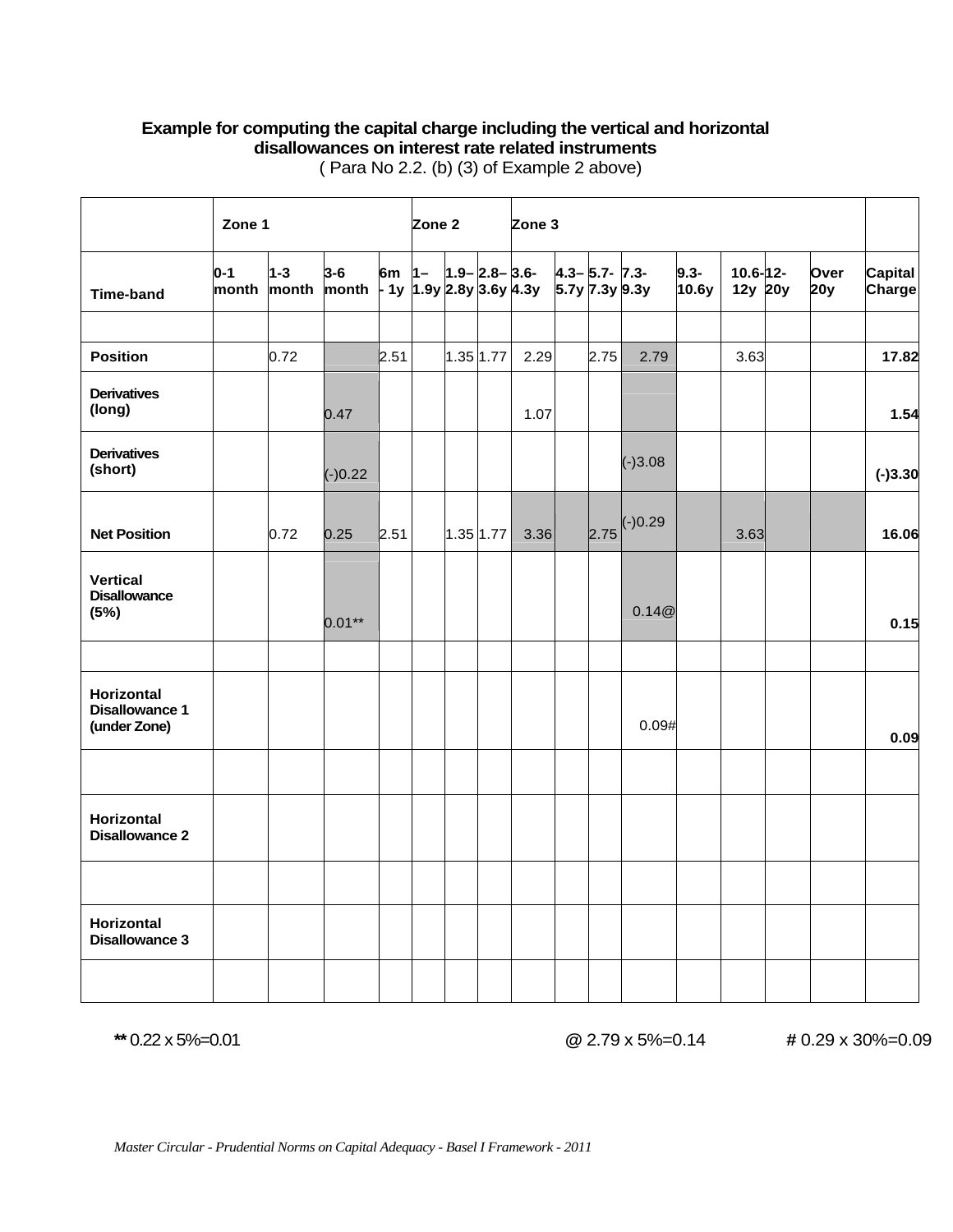**Example for computing the capital charge including the vertical and horizontal disallowances on interest rate related instruments**

( Para No 2.2. (b) (3) of Example 2 above)

| | Zone 1 | | | | Zone 2 | | | Zone 3 | | | | | | | | |
|---|---|---|---|---|---|---|---|---|---|---|---|---|---|---|---|---|
| **Time-band** | **0-1 month** | **1-3 month** | **3-6 month** | **6m - 1y** | **1– 1.9y** | **1.9– 2.8y** | **2.8– 3.6y** | **3.6- 4.3y** | **4.3– 5.7y** | **5.7- 7.3y** | **7.3- 9.3y** | **9.3- 10.6y** | **10.6- 12y** | **12- 20y** | **Over 20y** | **Capital Charge** |
| | | | | | | | | | | | | | | | | |
| **Position** | | 0.72 | | 2.51 | | 1.35 | 1.77 | 2.29 | | 2.75 | 2.79 | | 3.63 | | | **17.82** |
| **Derivatives (long)** | | | 0.47 | | | | | 1.07 | | | | | | | | **1.54** |
| **Derivatives (short)** | | | (-)0.22 | | | | | | | | (-)3.08 | | | | | **(-)3.30** |
| **Net Position** | | 0.72 | 0.25 | 2.51 | | 1.35 | 1.77 | 3.36 | | 2.75 | (-)0.29 | | 3.63 | | | **16.06** |
| **Vertical Disallowance (5%)** | | | 0.01** | | | | | | | | 0.14@ | | | | | **0.15** |
| | | | | | | | | | | | | | | | | |
| **Horizontal Disallowance 1 (under Zone)** | | | | | | | | | | | 0.09# | | | | | **0.09** |
| | | | | | | | | | | | | | | | | |
| **Horizontal Disallowance 2** | | | | | | | | | | | | | | | | |
| | | | | | | | | | | | | | | | | |
| **Horizontal Disallowance 3** | | | | | | | | | | | | | | | | |
| | | | | | | | | | | | | | | | | |

** 0.22 x 5%=0.01

@ 2.79 x 5%=0.14

# 0.29 x 30%=0.09